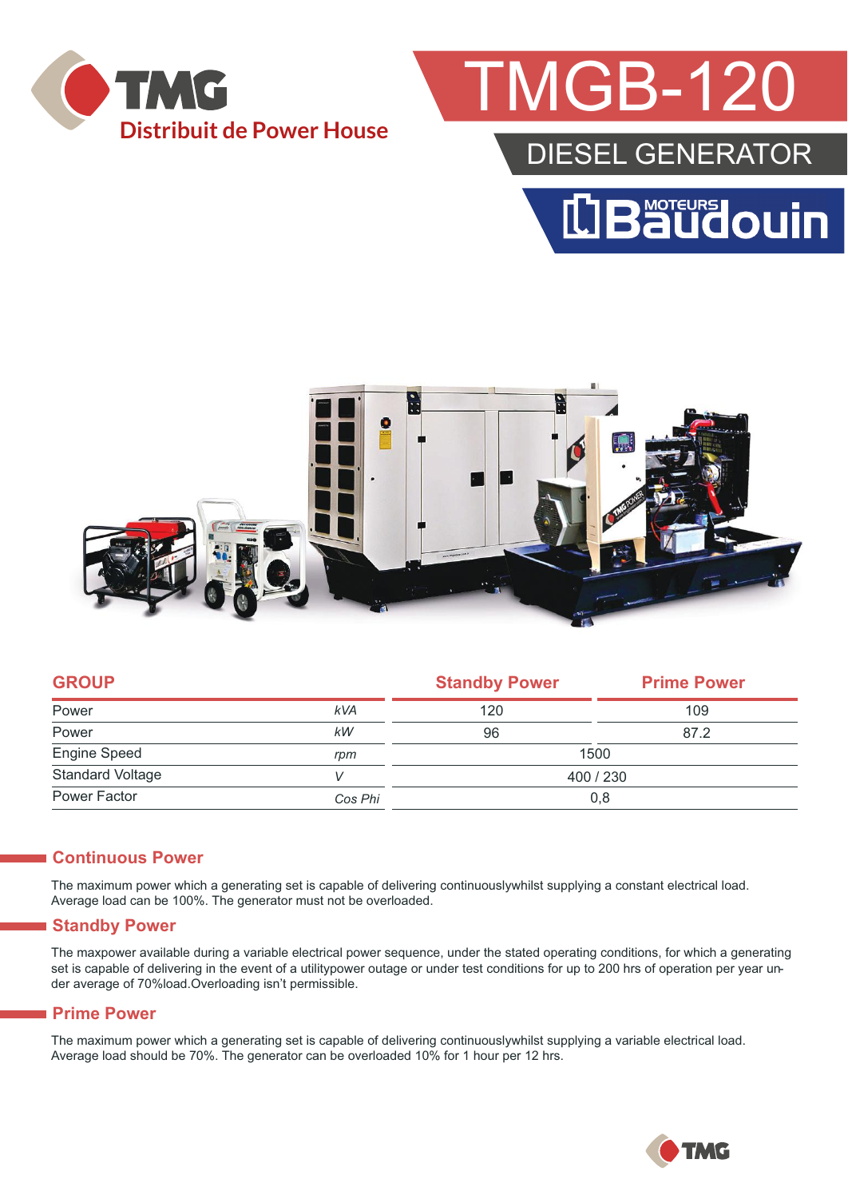TMG

Distribuit de Power House

# TMGB-120

## DIESEL GENERATOR

Moteurs Baudouin

| GROUP | | Standby Power | Prime Power |
|---|---|---|---|
| Power | kVA | 120 | 109 |
| Power | kW | 96 | 87.2 |
| Engine Speed | rpm | 1500 | |
| Standard Voltage | V | 400 / 230 | |
| Power Factor | Cos Phi | 0,8 | |

## Continuous Power

The maximum power which a generating set is capable of delivering continuouslywhilst supplying a constant electrical load. Average load can be 100%. The generator must not be overloaded.

## Standby Power

The maxpower available during a variable electrical power sequence, under the stated operating conditions, for which a generating set is capable of delivering in the event of a utilitypower outage or under test conditions for up to 200 hrs of operation per year under average of 70%load.Overloading isn't permissible.

## Prime Power

The maximum power which a generating set is capable of delivering continuouslywhilst supplying a variable electrical load. Average load should be 70%. The generator can be overloaded 10% for 1 hour per 12 hrs.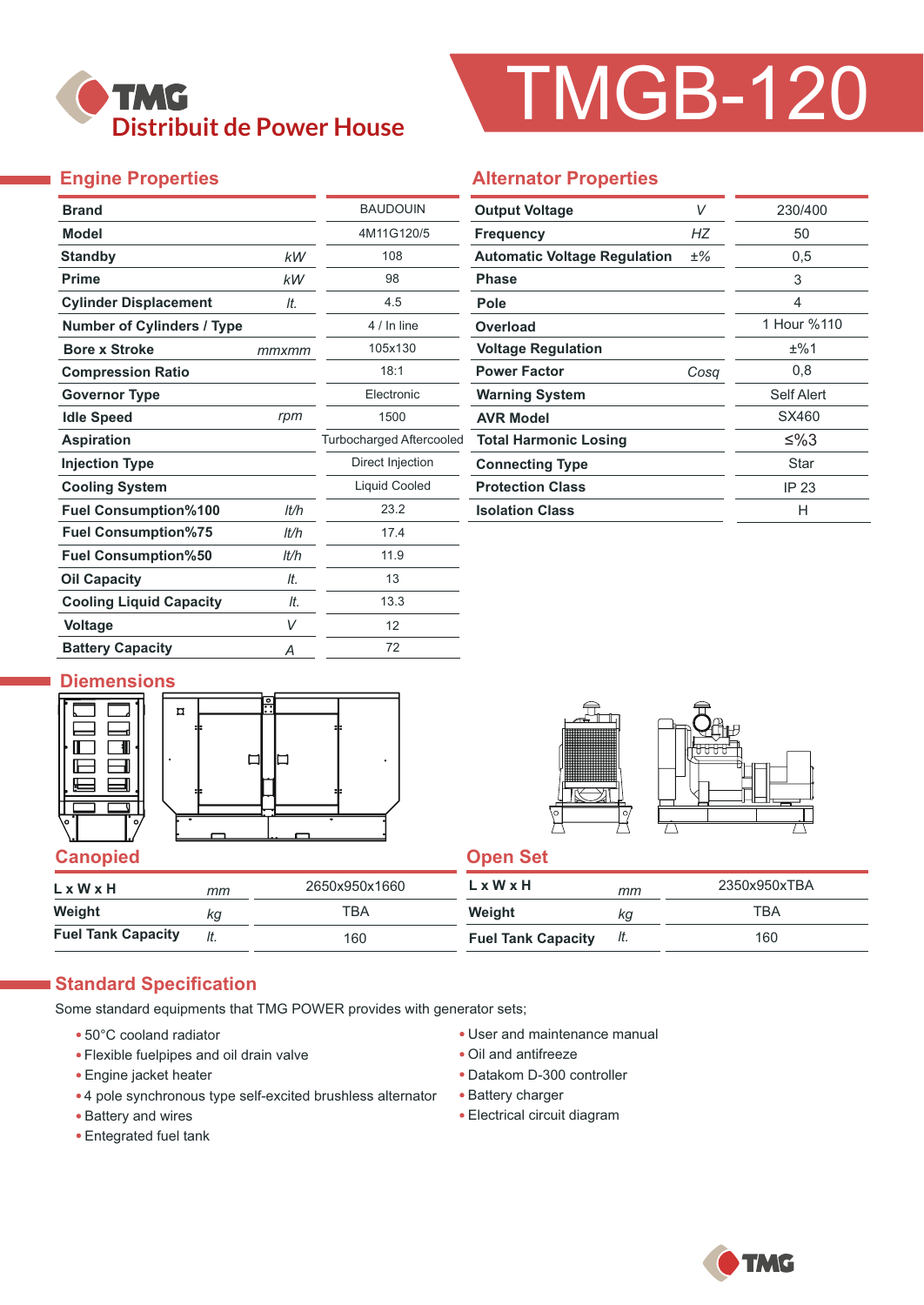# TMGB-120

TMG Distribuit de Power House

## Engine Properties

| Property | Unit | Value |
|---|---|---|
| Brand | | BAUDOUIN |
| Model | | 4M11G120/5 |
| Standby | kW | 108 |
| Prime | kW | 98 |
| Cylinder Displacement | lt. | 4.5 |
| Number of Cylinders / Type | | 4 / In line |
| Bore x Stroke | mmxmm | 105x130 |
| Compression Ratio | | 18:1 |
| Governor Type | | Electronic |
| Idle Speed | rpm | 1500 |
| Aspiration | | Turbocharged Aftercooled |
| Injection Type | | Direct Injection |
| Cooling System | | Liquid Cooled |
| Fuel Consumption%100 | lt/h | 23.2 |
| Fuel Consumption%75 | lt/h | 17.4 |
| Fuel Consumption%50 | lt/h | 11.9 |
| Oil Capacity | lt. | 13 |
| Cooling Liquid Capacity | lt. | 13.3 |
| Voltage | V | 12 |
| Battery Capacity | A | 72 |

## Alternator Properties

| Property | Unit | Value |
|---|---|---|
| Output Voltage | V | 230/400 |
| Frequency | HZ | 50 |
| Automatic Voltage Regulation | ±% | 0,5 |
| Phase | | 3 |
| Pole | | 4 |
| Overload | | 1 Hour %110 |
| Voltage Regulation | | ±%1 |
| Power Factor | Cosq | 0,8 |
| Warning System | | Self Alert |
| AVR Model | | SX460 |
| Total Harmonic Losing | | ≤%3 |
| Connecting Type | | Star |
| Protection Class | | IP 23 |
| Isolation Class | | H |

## Diemensions

### Canopied

| | | |
|---|---|---|
| L x W x H | mm | 2650x950x1660 |
| Weight | kg | TBA |
| Fuel Tank Capacity | lt. | 160 |

### Open Set

| | | |
|---|---|---|
| L x W x H | mm | 2350x950xTBA |
| Weight | kg | TBA |
| Fuel Tank Capacity | lt. | 160 |

## Standard Specification

Some standard equipments that TMG POWER provides with generator sets;

- 50°C cooland radiator
- Flexible fuelpipes and oil drain valve
- Engine jacket heater
- 4 pole synchronous type self-excited brushless alternator
- Battery and wires
- Entegrated fuel tank
- User and maintenance manual
- Oil and antifreeze
- Datakom D-300 controller
- Battery charger
- Electrical circuit diagram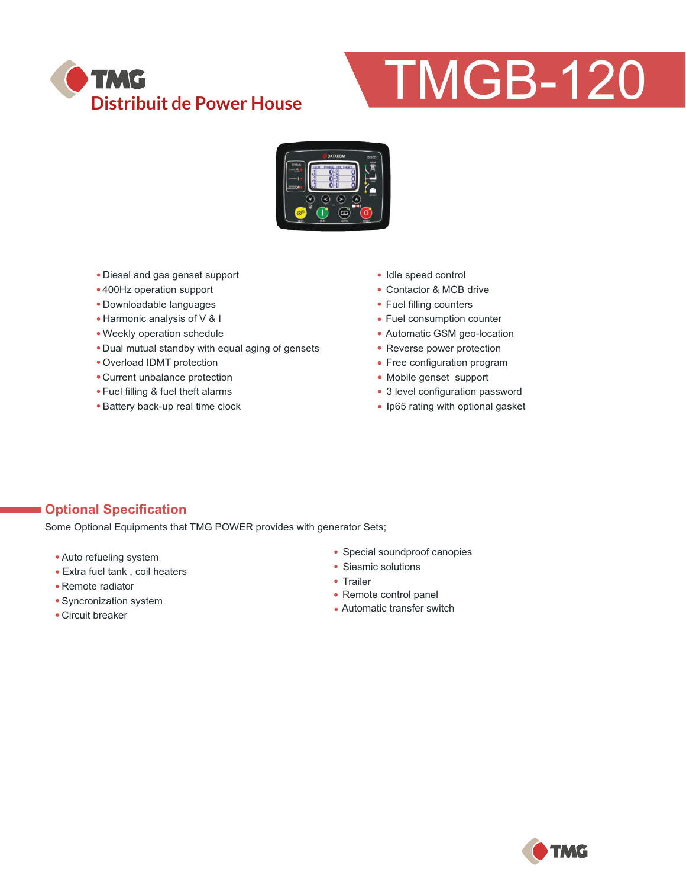TMG
Distribuit de Power House

# TMGB-120

- Diesel and gas genset support
- 400Hz operation support
- Downloadable languages
- Harmonic analysis of V & I
- Weekly operation schedule
- Dual mutual standby with equal aging of gensets
- Overload IDMT protection
- Current unbalance protection
- Fuel filling & fuel theft alarms
- Battery back-up real time clock
- Idle speed control
- Contactor & MCB drive
- Fuel filling counters
- Fuel consumption counter
- Automatic GSM geo-location
- Reverse power protection
- Free configuration program
- Mobile genset support
- 3 level configuration password
- Ip65 rating with optional gasket

## Optional Specification

Some Optional Equipments that TMG POWER provides with generator Sets;

- Auto refueling system
- Extra fuel tank , coil heaters
- Remote radiator
- Syncronization system
- Circuit breaker
- Special soundproof canopies
- Siesmic solutions
- Trailer
- Remote control panel
- Automatic transfer switch